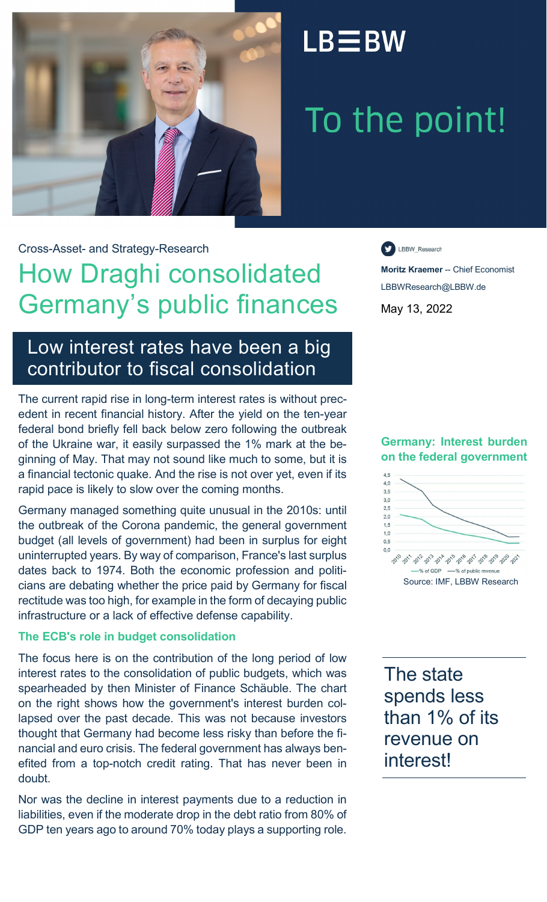LB≡BW

# To the point!

Cross-Asset- and Strategy-Research

# How Draghi consolidated Germany's public finances

LBBW_Research

**Moritz Kraemer** -- Chief Economist
LBBWResearch@LBBW.de

May 13, 2022

## Low interest rates have been a big contributor to fiscal consolidation

The current rapid rise in long-term interest rates is without precedent in recent financial history. After the yield on the ten-year federal bond briefly fell back below zero following the outbreak of the Ukraine war, it easily surpassed the 1% mark at the beginning of May. That may not sound like much to some, but it is a financial tectonic quake. And the rise is not over yet, even if its rapid pace is likely to slow over the coming months.

Germany managed something quite unusual in the 2010s: until the outbreak of the Corona pandemic, the general government budget (all levels of government) had been in surplus for eight uninterrupted years. By way of comparison, France's last surplus dates back to 1974. Both the economic profession and politicians are debating whether the price paid by Germany for fiscal rectitude was too high, for example in the form of decaying public infrastructure or a lack of effective defense capability.

**Germany: Interest burden on the federal government**

Legend: % of GDP, % of public revenue (2010–2021)

Source: IMF, LBBW Research

### The ECB's role in budget consolidation

The focus here is on the contribution of the long period of low interest rates to the consolidation of public budgets, which was spearheaded by then Minister of Finance Schäuble. The chart on the right shows how the government's interest burden collapsed over the past decade. This was not because investors thought that Germany had become less risky than before the financial and euro crisis. The federal government has always benefited from a top-notch credit rating. That has never been in doubt.

The state spends less than 1% of its revenue on interest!

Nor was the decline in interest payments due to a reduction in liabilities, even if the moderate drop in the debt ratio from 80% of GDP ten years ago to around 70% today plays a supporting role.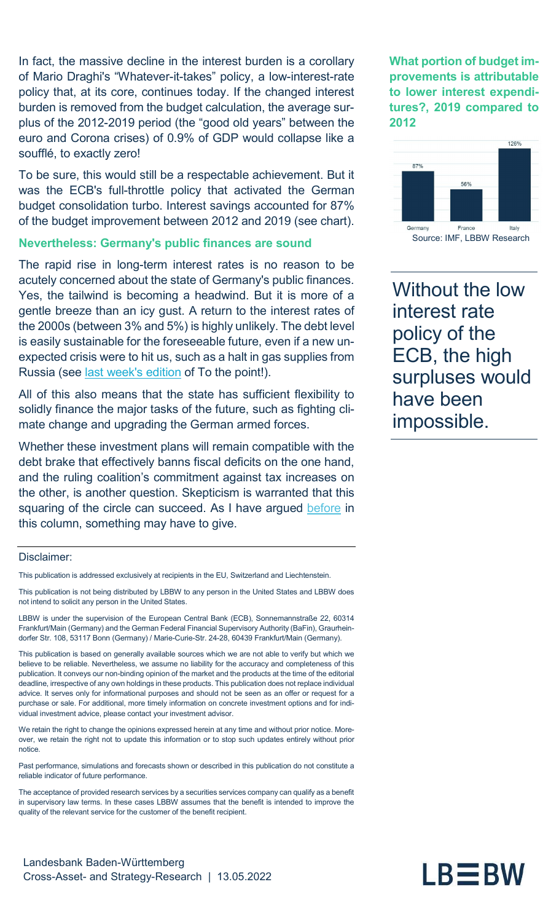In fact, the massive decline in the interest burden is a corollary of Mario Draghi's "Whatever-it-takes" policy, a low-interest-rate policy that, at its core, continues today. If the changed interest burden is removed from the budget calculation, the average surplus of the 2012-2019 period (the "good old years" between the euro and Corona crises) of 0.9% of GDP would collapse like a soufflé, to exactly zero!

To be sure, this would still be a respectable achievement. But it was the ECB's full-throttle policy that activated the German budget consolidation turbo. Interest savings accounted for 87% of the budget improvement between 2012 and 2019 (see chart).

**What portion of budget improvements is attributable to lower interest expenditures?, 2019 compared to 2012**

126%
87%
56%
Germany
France
Italy

Source: IMF, LBBW Research

Without the low interest rate policy of the ECB, the high surpluses would have been impossible.

### Nevertheless: Germany's public finances are sound

The rapid rise in long-term interest rates is no reason to be acutely concerned about the state of Germany's public finances. Yes, the tailwind is becoming a headwind. But it is more of a gentle breeze than an icy gust. A return to the interest rates of the 2000s (between 3% and 5%) is highly unlikely. The debt level is easily sustainable for the foreseeable future, even if a new unexpected crisis were to hit us, such as a halt in gas supplies from Russia (see last week's edition of To the point!).

All of this also means that the state has sufficient flexibility to solidly finance the major tasks of the future, such as fighting climate change and upgrading the German armed forces.

Whether these investment plans will remain compatible with the debt brake that effectively banns fiscal deficits on the one hand, and the ruling coalition's commitment against tax increases on the other, is another question. Skepticism is warranted that this squaring of the circle can succeed. As I have argued before in this column, something may have to give.

Disclaimer:

This publication is addressed exclusively at recipients in the EU, Switzerland and Liechtenstein.

This publication is not being distributed by LBBW to any person in the United States and LBBW does not intend to solicit any person in the United States.

LBBW is under the supervision of the European Central Bank (ECB), Sonnemannstraße 22, 60314 Frankfurt/Main (Germany) and the German Federal Financial Supervisory Authority (BaFin), Graurheindorfer Str. 108, 53117 Bonn (Germany) / Marie-Curie-Str. 24-28, 60439 Frankfurt/Main (Germany).

This publication is based on generally available sources which we are not able to verify but which we believe to be reliable. Nevertheless, we assume no liability for the accuracy and completeness of this publication. It conveys our non-binding opinion of the market and the products at the time of the editorial deadline, irrespective of any own holdings in these products. This publication does not replace individual advice. It serves only for informational purposes and should not be seen as an offer or request for a purchase or sale. For additional, more timely information on concrete investment options and for individual investment advice, please contact your investment advisor.

We retain the right to change the opinions expressed herein at any time and without prior notice. Moreover, we retain the right not to update this information or to stop such updates entirely without prior notice.

Past performance, simulations and forecasts shown or described in this publication do not constitute a reliable indicator of future performance.

The acceptance of provided research services by a securities services company can qualify as a benefit in supervisory law terms. In these cases LBBW assumes that the benefit is intended to improve the quality of the relevant service for the customer of the benefit recipient.

Landesbank Baden-Württemberg
Cross-Asset- and Strategy-Research | 13.05.2022